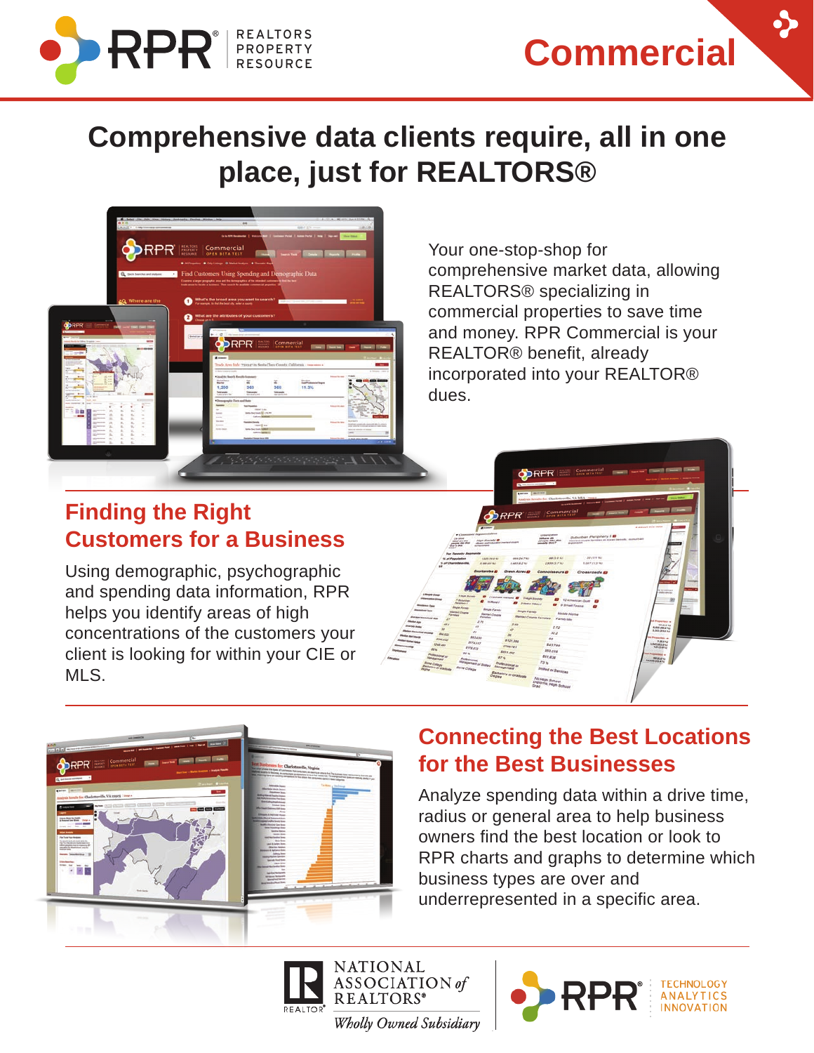# Commercial

## Comprehensive data clients require, all in one place, just for REALTORS®

Your one-stop-shop for comprehensive market data, allowing REALTORS® specializing in commercial properties to save time and money. RPR Commercial is your REALTOR® benefit, already incorporated into your REALTOR® dues.

### Finding the Right Customers for a Business

Using demographic, psychographic and spending data information, RPR helps you identify areas of high concentrations of the customers your client is looking for within your CIE or MLS.

### Connecting the Best Locations for the Best Businesses

Analyze spending data within a drive time, radius or general area to help business owners find the best location or look to RPR charts and graphs to determine which business types are over and underrepresented in a specific area.

NATIONAL ASSOCIATION *of* REALTORS®

*Wholly Owned Subsidiary*

RPR® TECHNOLOGY ANALYTICS INNOVATION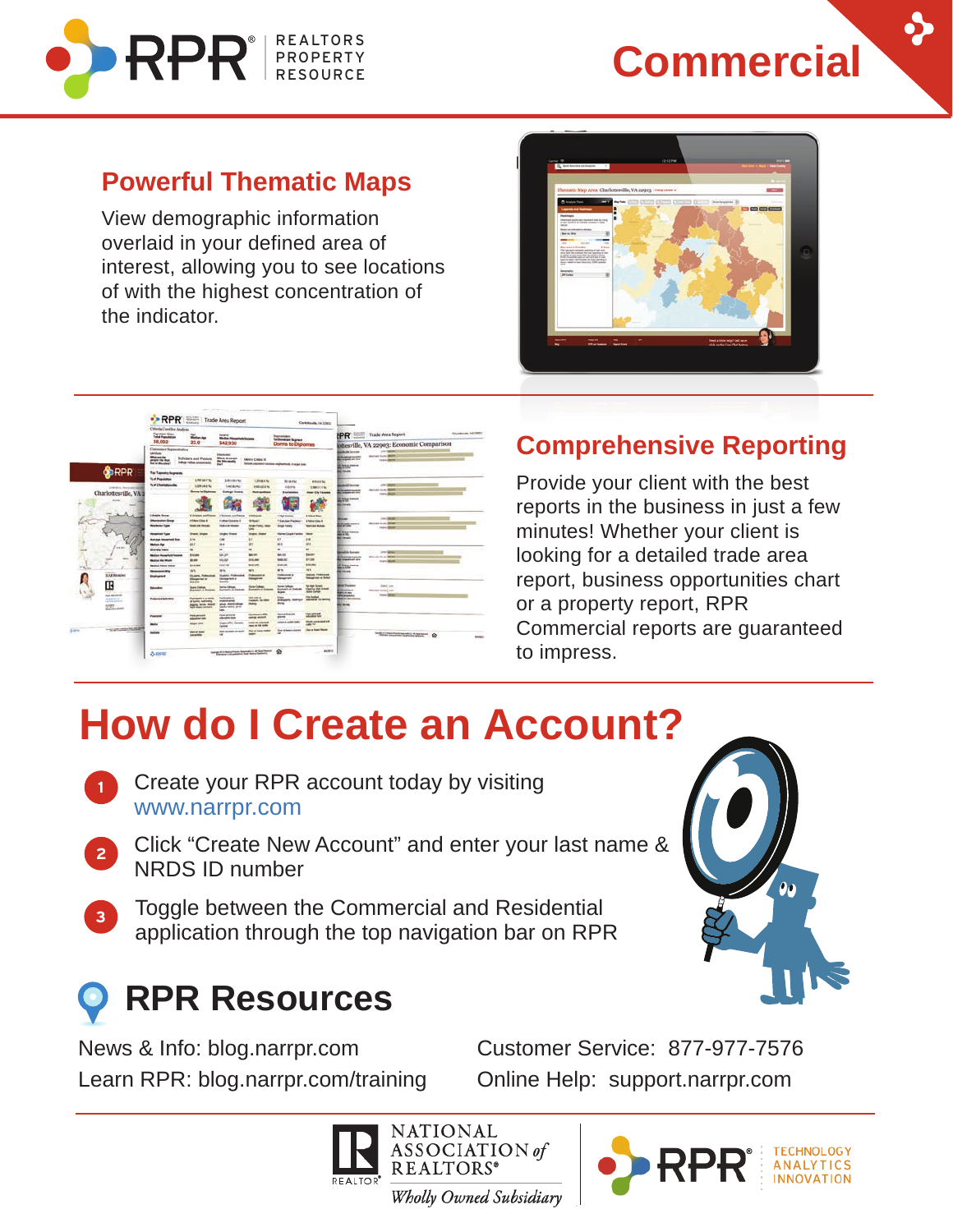# Commercial

## Powerful Thematic Maps

View demographic information overlaid in your defined area of interest, allowing you to see locations of with the highest concentration of the indicator.

## Comprehensive Reporting

Provide your client with the best reports in the business in just a few minutes! Whether your client is looking for a detailed trade area report, business opportunities chart or a property report, RPR Commercial reports are guaranteed to impress.

# How do I Create an Account?

1. Create your RPR account today by visiting www.narrpr.com
2. Click "Create New Account" and enter your last name & NRDS ID number
3. Toggle between the Commercial and Residential application through the top navigation bar on RPR

## RPR Resources

News & Info: blog.narrpr.com
Learn RPR: blog.narrpr.com/training

Customer Service: 877-977-7576
Online Help: support.narrpr.com

NATIONAL ASSOCIATION *of* REALTORS®
*Wholly Owned Subsidiary*

RPR® TECHNOLOGY ANALYTICS INNOVATION